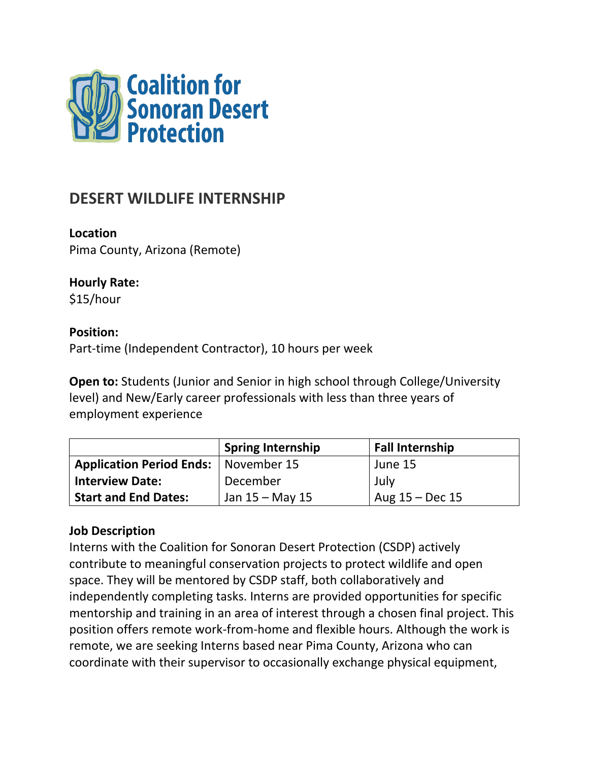Coalition for Sonoran Desert Protection

## DESERT WILDLIFE INTERNSHIP

**Location**
Pima County, Arizona (Remote)

**Hourly Rate:**
$15/hour

**Position:**
Part-time (Independent Contractor), 10 hours per week

**Open to:** Students (Junior and Senior in high school through College/University level) and New/Early career professionals with less than three years of employment experience

| | Spring Internship | Fall Internship |
|---|---|---|
| **Application Period Ends:** | November 15 | June 15 |
| **Interview Date:** | December | July |
| **Start and End Dates:** | Jan 15 – May 15 | Aug 15 – Dec 15 |

**Job Description**
Interns with the Coalition for Sonoran Desert Protection (CSDP) actively contribute to meaningful conservation projects to protect wildlife and open space. They will be mentored by CSDP staff, both collaboratively and independently completing tasks. Interns are provided opportunities for specific mentorship and training in an area of interest through a chosen final project. This position offers remote work-from-home and flexible hours. Although the work is remote, we are seeking Interns based near Pima County, Arizona who can coordinate with their supervisor to occasionally exchange physical equipment,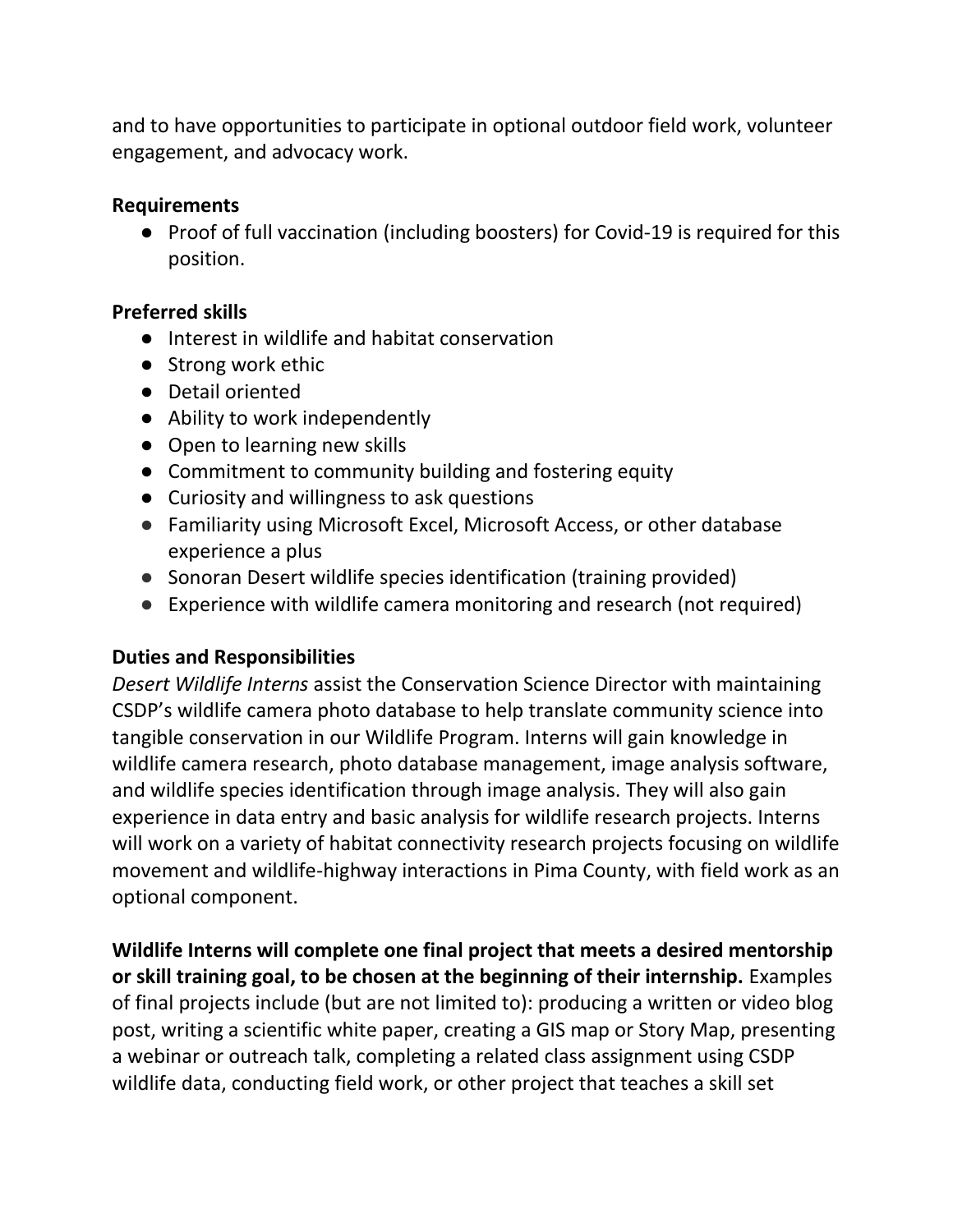and to have opportunities to participate in optional outdoor field work, volunteer engagement, and advocacy work.

**Requirements**

- Proof of full vaccination (including boosters) for Covid-19 is required for this position.

**Preferred skills**

- Interest in wildlife and habitat conservation
- Strong work ethic
- Detail oriented
- Ability to work independently
- Open to learning new skills
- Commitment to community building and fostering equity
- Curiosity and willingness to ask questions
- Familiarity using Microsoft Excel, Microsoft Access, or other database experience a plus
- Sonoran Desert wildlife species identification (training provided)
- Experience with wildlife camera monitoring and research (not required)

**Duties and Responsibilities**

*Desert Wildlife Interns* assist the Conservation Science Director with maintaining CSDP's wildlife camera photo database to help translate community science into tangible conservation in our Wildlife Program. Interns will gain knowledge in wildlife camera research, photo database management, image analysis software, and wildlife species identification through image analysis. They will also gain experience in data entry and basic analysis for wildlife research projects. Interns will work on a variety of habitat connectivity research projects focusing on wildlife movement and wildlife-highway interactions in Pima County, with field work as an optional component.

**Wildlife Interns will complete one final project that meets a desired mentorship or skill training goal, to be chosen at the beginning of their internship.** Examples of final projects include (but are not limited to): producing a written or video blog post, writing a scientific white paper, creating a GIS map or Story Map, presenting a webinar or outreach talk, completing a related class assignment using CSDP wildlife data, conducting field work, or other project that teaches a skill set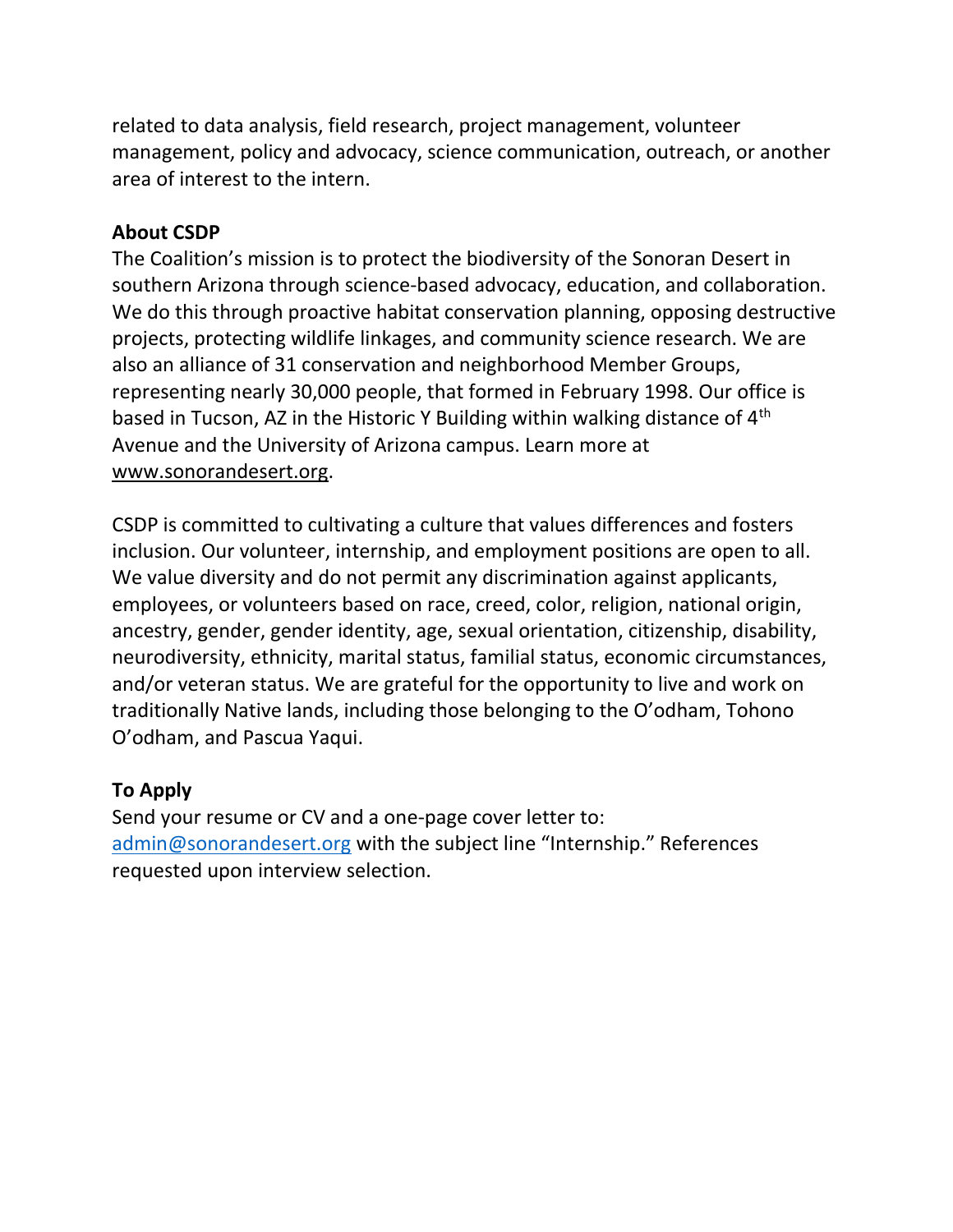related to data analysis, field research, project management, volunteer management, policy and advocacy, science communication, outreach, or another area of interest to the intern.

**About CSDP**
The Coalition's mission is to protect the biodiversity of the Sonoran Desert in southern Arizona through science-based advocacy, education, and collaboration. We do this through proactive habitat conservation planning, opposing destructive projects, protecting wildlife linkages, and community science research. We are also an alliance of 31 conservation and neighborhood Member Groups, representing nearly 30,000 people, that formed in February 1998. Our office is based in Tucson, AZ in the Historic Y Building within walking distance of 4th Avenue and the University of Arizona campus. Learn more at www.sonorandesert.org.

CSDP is committed to cultivating a culture that values differences and fosters inclusion. Our volunteer, internship, and employment positions are open to all. We value diversity and do not permit any discrimination against applicants, employees, or volunteers based on race, creed, color, religion, national origin, ancestry, gender, gender identity, age, sexual orientation, citizenship, disability, neurodiversity, ethnicity, marital status, familial status, economic circumstances, and/or veteran status. We are grateful for the opportunity to live and work on traditionally Native lands, including those belonging to the O'odham, Tohono O'odham, and Pascua Yaqui.

**To Apply**
Send your resume or CV and a one-page cover letter to: admin@sonorandesert.org with the subject line "Internship." References requested upon interview selection.